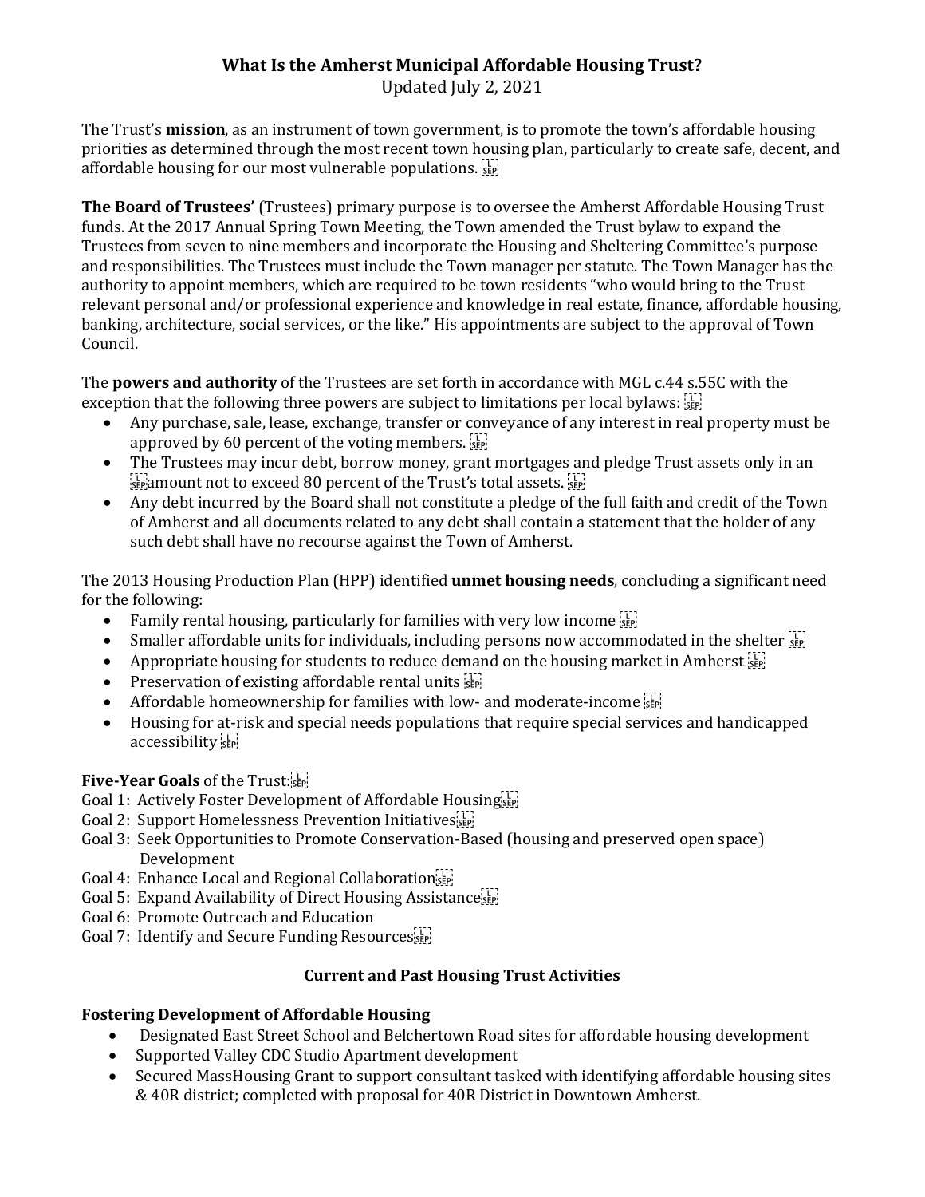# What Is the Amherst Municipal Affordable Housing Trust?

Updated July 2, 2021

The Trust's **mission**, as an instrument of town government, is to promote the town's affordable housing priorities as determined through the most recent town housing plan, particularly to create safe, decent, and affordable housing for our most vulnerable populations.

**The Board of Trustees'** (Trustees) primary purpose is to oversee the Amherst Affordable Housing Trust funds. At the 2017 Annual Spring Town Meeting, the Town amended the Trust bylaw to expand the Trustees from seven to nine members and incorporate the Housing and Sheltering Committee's purpose and responsibilities. The Trustees must include the Town manager per statute. The Town Manager has the authority to appoint members, which are required to be town residents "who would bring to the Trust relevant personal and/or professional experience and knowledge in real estate, finance, affordable housing, banking, architecture, social services, or the like." His appointments are subject to the approval of Town Council.

The **powers and authority** of the Trustees are set forth in accordance with MGL c.44 s.55C with the exception that the following three powers are subject to limitations per local bylaws:

- Any purchase, sale, lease, exchange, transfer or conveyance of any interest in real property must be approved by 60 percent of the voting members.
- The Trustees may incur debt, borrow money, grant mortgages and pledge Trust assets only in an amount not to exceed 80 percent of the Trust's total assets.
- Any debt incurred by the Board shall not constitute a pledge of the full faith and credit of the Town of Amherst and all documents related to any debt shall contain a statement that the holder of any such debt shall have no recourse against the Town of Amherst.

The 2013 Housing Production Plan (HPP) identified **unmet housing needs**, concluding a significant need for the following:

- Family rental housing, particularly for families with very low income
- Smaller affordable units for individuals, including persons now accommodated in the shelter
- Appropriate housing for students to reduce demand on the housing market in Amherst
- Preservation of existing affordable rental units
- Affordable homeownership for families with low- and moderate-income
- Housing for at-risk and special needs populations that require special services and handicapped accessibility

**Five-Year Goals** of the Trust:

Goal 1: Actively Foster Development of Affordable Housing
Goal 2: Support Homelessness Prevention Initiatives
Goal 3: Seek Opportunities to Promote Conservation-Based (housing and preserved open space) Development
Goal 4: Enhance Local and Regional Collaboration
Goal 5: Expand Availability of Direct Housing Assistance
Goal 6: Promote Outreach and Education
Goal 7: Identify and Secure Funding Resources

## Current and Past Housing Trust Activities

### Fostering Development of Affordable Housing

- Designated East Street School and Belchertown Road sites for affordable housing development
- Supported Valley CDC Studio Apartment development
- Secured MassHousing Grant to support consultant tasked with identifying affordable housing sites & 40R district; completed with proposal for 40R District in Downtown Amherst.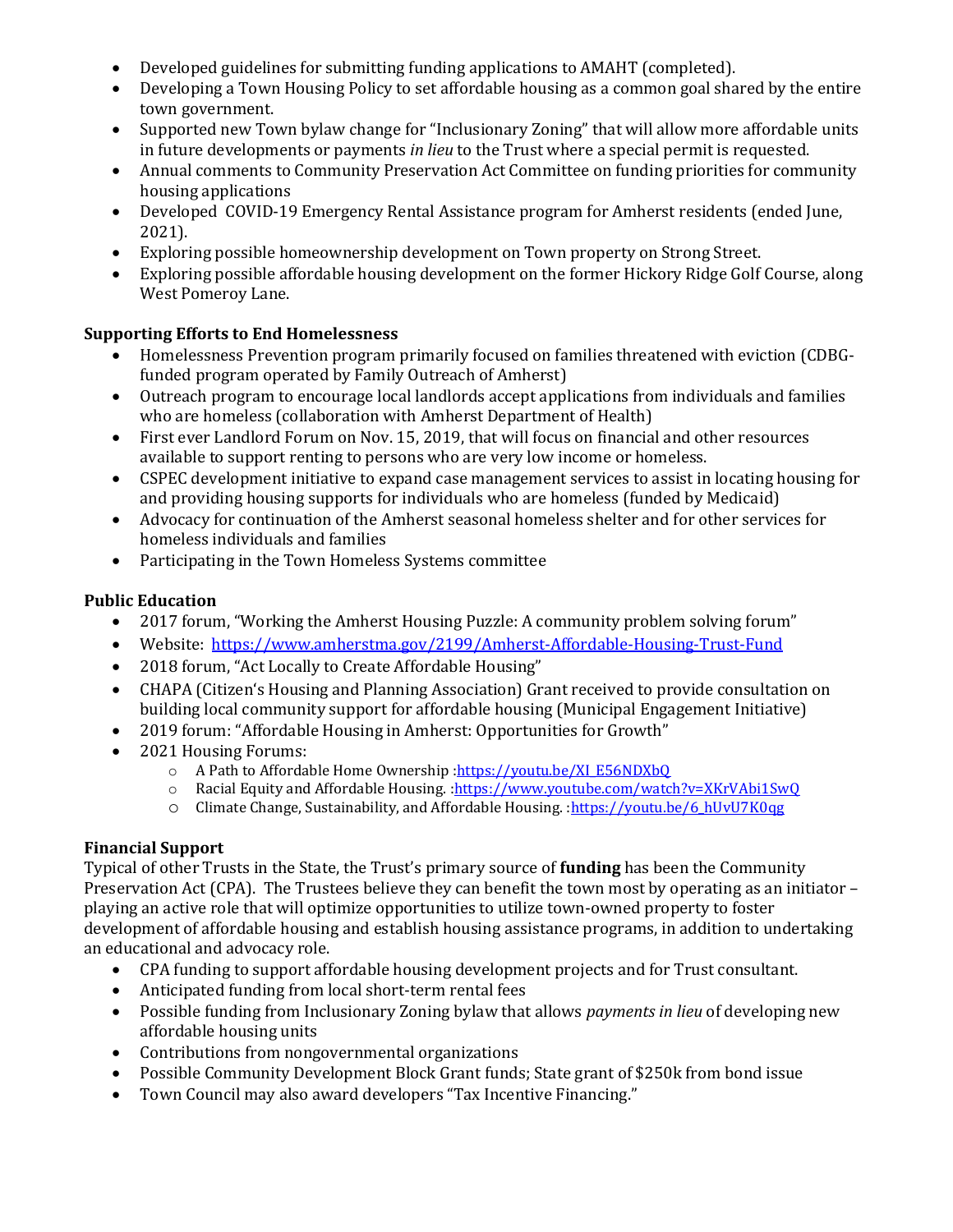- Developed guidelines for submitting funding applications to AMAHT (completed).
- Developing a Town Housing Policy to set affordable housing as a common goal shared by the entire town government.
- Supported new Town bylaw change for "Inclusionary Zoning" that will allow more affordable units in future developments or payments *in lieu* to the Trust where a special permit is requested.
- Annual comments to Community Preservation Act Committee on funding priorities for community housing applications
- Developed COVID-19 Emergency Rental Assistance program for Amherst residents (ended June, 2021).
- Exploring possible homeownership development on Town property on Strong Street.
- Exploring possible affordable housing development on the former Hickory Ridge Golf Course, along West Pomeroy Lane.

**Supporting Efforts to End Homelessness**

- Homelessness Prevention program primarily focused on families threatened with eviction (CDBG-funded program operated by Family Outreach of Amherst)
- Outreach program to encourage local landlords accept applications from individuals and families who are homeless (collaboration with Amherst Department of Health)
- First ever Landlord Forum on Nov. 15, 2019, that will focus on financial and other resources available to support renting to persons who are very low income or homeless.
- CSPEC development initiative to expand case management services to assist in locating housing for and providing housing supports for individuals who are homeless (funded by Medicaid)
- Advocacy for continuation of the Amherst seasonal homeless shelter and for other services for homeless individuals and families
- Participating in the Town Homeless Systems committee

**Public Education**

- 2017 forum, "Working the Amherst Housing Puzzle: A community problem solving forum"
- Website: [https://www.amherstma.gov/2199/Amherst-Affordable-Housing-Trust-Fund](https://www.amherstma.gov/2199/Amherst-Affordable-Housing-Trust-Fund)
- 2018 forum, "Act Locally to Create Affordable Housing"
- CHAPA (Citizen's Housing and Planning Association) Grant received to provide consultation on building local community support for affordable housing (Municipal Engagement Initiative)
- 2019 forum: "Affordable Housing in Amherst: Opportunities for Growth"
- 2021 Housing Forums:
  - A Path to Affordable Home Ownership :[https://youtu.be/XI_E56NDXbQ](https://youtu.be/XI_E56NDXbQ)
  - Racial Equity and Affordable Housing. :[https://www.youtube.com/watch?v=XKrVAbi1SwQ](https://www.youtube.com/watch?v=XKrVAbi1SwQ)
  - Climate Change, Sustainability, and Affordable Housing. :[https://youtu.be/6_hUvU7K0qg](https://youtu.be/6_hUvU7K0qg)

**Financial Support**

Typical of other Trusts in the State, the Trust's primary source of **funding** has been the Community Preservation Act (CPA). The Trustees believe they can benefit the town most by operating as an initiator – playing an active role that will optimize opportunities to utilize town-owned property to foster development of affordable housing and establish housing assistance programs, in addition to undertaking an educational and advocacy role.

- CPA funding to support affordable housing development projects and for Trust consultant.
- Anticipated funding from local short-term rental fees
- Possible funding from Inclusionary Zoning bylaw that allows *payments in lieu* of developing new affordable housing units
- Contributions from nongovernmental organizations
- Possible Community Development Block Grant funds; State grant of $250k from bond issue
- Town Council may also award developers "Tax Incentive Financing."